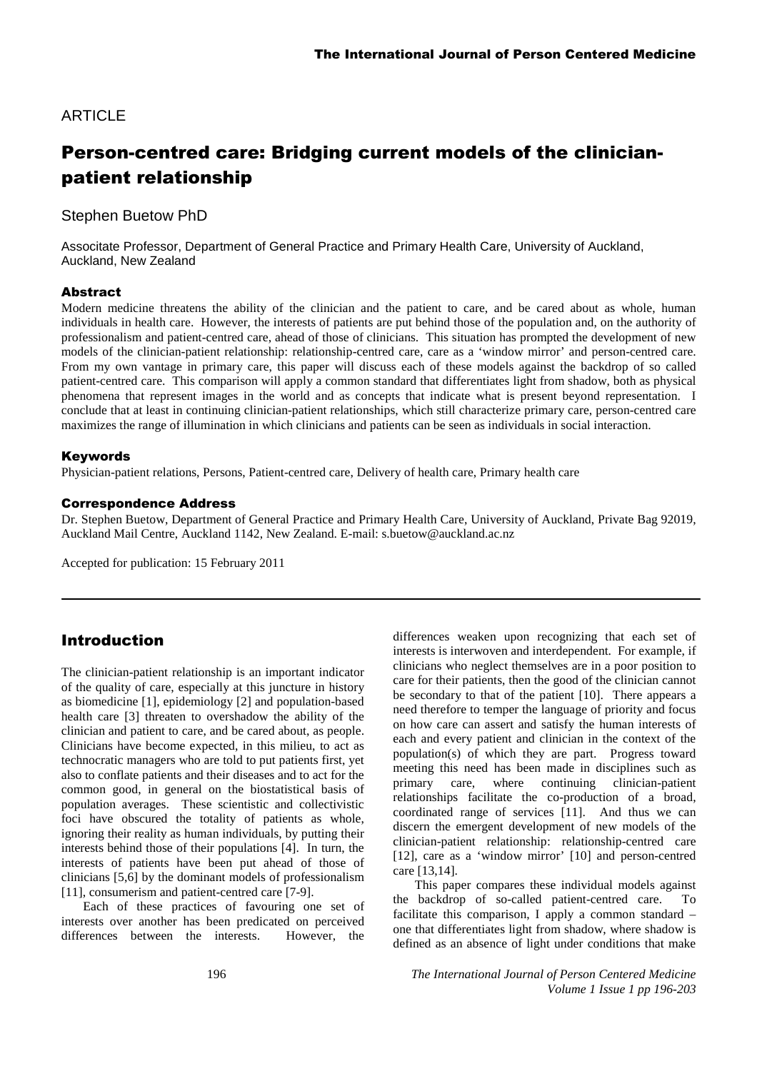ARTICLE

# Person-centred care: Bridging current models of the clinician-patient relationship

Stephen Buetow PhD

Associate Professor, Department of General Practice and Primary Health Care, University of Auckland, Auckland, New Zealand

### Abstract

Modern medicine threatens the ability of the clinician and the patient to care, and be cared about as whole, human individuals in health care. However, the interests of patients are put behind those of the population and, on the authority of professionalism and patient-centred care, ahead of those of clinicians. This situation has prompted the development of new models of the clinician-patient relationship: relationship-centred care, care as a 'window mirror' and person-centred care. From my own vantage in primary care, this paper will discuss each of these models against the backdrop of so called patient-centred care. This comparison will apply a common standard that differentiates light from shadow, both as physical phenomena that represent images in the world and as concepts that indicate what is present beyond representation. I conclude that at least in continuing clinician-patient relationships, which still characterize primary care, person-centred care maximizes the range of illumination in which clinicians and patients can be seen as individuals in social interaction.

### Keywords

Physician-patient relations, Persons, Patient-centred care, Delivery of health care, Primary health care

### Correspondence Address

Dr. Stephen Buetow, Department of General Practice and Primary Health Care, University of Auckland, Private Bag 92019, Auckland Mail Centre, Auckland 1142, New Zealand. E-mail: s.buetow@auckland.ac.nz

Accepted for publication: 15 February 2011

## Introduction

The clinician-patient relationship is an important indicator of the quality of care, especially at this juncture in history as biomedicine [1], epidemiology [2] and population-based health care [3] threaten to overshadow the ability of the clinician and patient to care, and be cared about, as people. Clinicians have become expected, in this milieu, to act as technocratic managers who are told to put patients first, yet also to conflate patients and their diseases and to act for the common good, in general on the biostatistical basis of population averages. These scientistic and collectivistic foci have obscured the totality of patients as whole, ignoring their reality as human individuals, by putting their interests behind those of their populations [4]. In turn, the interests of patients have been put ahead of those of clinicians [5,6] by the dominant models of professionalism [11], consumerism and patient-centred care [7-9].

Each of these practices of favouring one set of interests over another has been predicated on perceived differences between the interests. However, the differences weaken upon recognizing that each set of interests is interwoven and interdependent. For example, if clinicians who neglect themselves are in a poor position to care for their patients, then the good of the clinician cannot be secondary to that of the patient [10]. There appears a need therefore to temper the language of priority and focus on how care can assert and satisfy the human interests of each and every patient and clinician in the context of the population(s) of which they are part. Progress toward meeting this need has been made in disciplines such as primary care, where continuing clinician-patient relationships facilitate the co-production of a broad, coordinated range of services [11]. And thus we can discern the emergent development of new models of the clinician-patient relationship: relationship-centred care [12], care as a 'window mirror' [10] and person-centred care [13,14].

This paper compares these individual models against the backdrop of so-called patient-centred care. To facilitate this comparison, I apply a common standard – one that differentiates light from shadow, where shadow is defined as an absence of light under conditions that make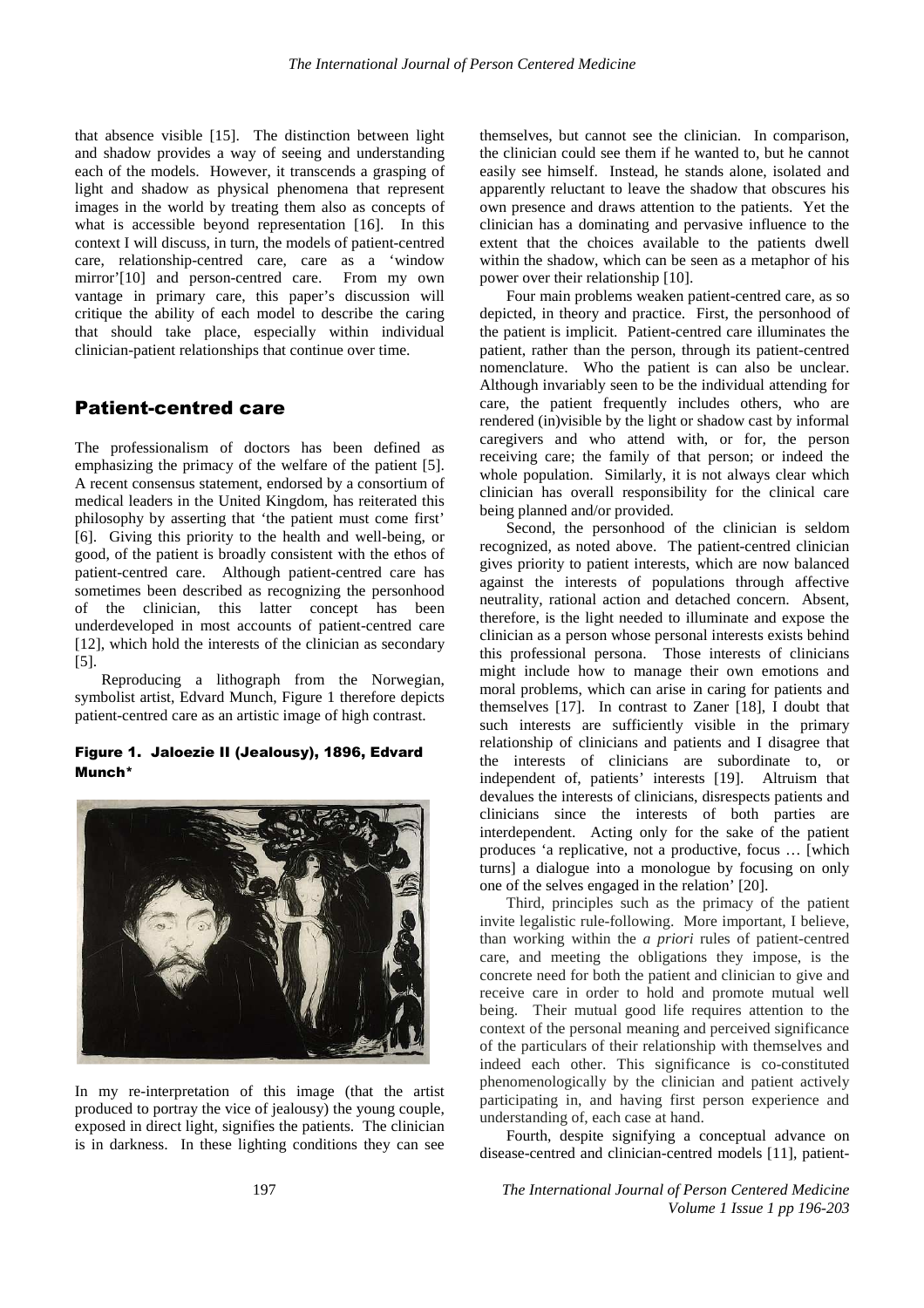that absence visible [15]. The distinction between light and shadow provides a way of seeing and understanding each of the models. However, it transcends a grasping of light and shadow as physical phenomena that represent images in the world by treating them also as concepts of what is accessible beyond representation [16]. In this context I will discuss, in turn, the models of patient-centred care, relationship-centred care, care as a 'window mirror'[10] and person-centred care. From my own vantage in primary care, this paper's discussion will critique the ability of each model to describe the caring that should take place, especially within individual clinician-patient relationships that continue over time.

## Patient-centred care

The professionalism of doctors has been defined as emphasizing the primacy of the welfare of the patient [5]. A recent consensus statement, endorsed by a consortium of medical leaders in the United Kingdom, has reiterated this philosophy by asserting that 'the patient must come first' [6]. Giving this priority to the health and well-being, or good, of the patient is broadly consistent with the ethos of patient-centred care. Although patient-centred care has sometimes been described as recognizing the personhood of the clinician, this latter concept has been underdeveloped in most accounts of patient-centred care [12], which hold the interests of the clinician as secondary [5].

Reproducing a lithograph from the Norwegian, symbolist artist, Edvard Munch, Figure 1 therefore depicts patient-centred care as an artistic image of high contrast.

**Figure 1. Jaloezie II (Jealousy), 1896, Edvard Munch***

In my re-interpretation of this image (that the artist produced to portray the vice of jealousy) the young couple, exposed in direct light, signifies the patients. The clinician is in darkness. In these lighting conditions they can see themselves, but cannot see the clinician. In comparison, the clinician could see them if he wanted to, but he cannot easily see himself. Instead, he stands alone, isolated and apparently reluctant to leave the shadow that obscures his own presence and draws attention to the patients. Yet the clinician has a dominating and pervasive influence to the extent that the choices available to the patients dwell within the shadow, which can be seen as a metaphor of his power over their relationship [10].

Four main problems weaken patient-centred care, as so depicted, in theory and practice. First, the personhood of the patient is implicit. Patient-centred care illuminates the patient, rather than the person, through its patient-centred nomenclature. Who the patient is can also be unclear. Although invariably seen to be the individual attending for care, the patient frequently includes others, who are rendered (in)visible by the light or shadow cast by informal caregivers and who attend with, or for, the person receiving care; the family of that person; or indeed the whole population. Similarly, it is not always clear which clinician has overall responsibility for the clinical care being planned and/or provided.

Second, the personhood of the clinician is seldom recognized, as noted above. The patient-centred clinician gives priority to patient interests, which are now balanced against the interests of populations through affective neutrality, rational action and detached concern. Absent, therefore, is the light needed to illuminate and expose the clinician as a person whose personal interests exists behind this professional persona. Those interests of clinicians might include how to manage their own emotions and moral problems, which can arise in caring for patients and themselves [17]. In contrast to Zaner [18], I doubt that such interests are sufficiently visible in the primary relationship of clinicians and patients and I disagree that the interests of clinicians are subordinate to, or independent of, patients' interests [19]. Altruism that devalues the interests of clinicians, disrespects patients and clinicians since the interests of both parties are interdependent. Acting only for the sake of the patient produces 'a replicative, not a productive, focus … [which turns] a dialogue into a monologue by focusing on only one of the selves engaged in the relation' [20].

Third, principles such as the primacy of the patient invite legalistic rule-following. More important, I believe, than working within the *a priori* rules of patient-centred care, and meeting the obligations they impose, is the concrete need for both the patient and clinician to give and receive care in order to hold and promote mutual well being. Their mutual good life requires attention to the context of the personal meaning and perceived significance of the particulars of their relationship with themselves and indeed each other. This significance is co-constituted phenomenologically by the clinician and patient actively participating in, and having first person experience and understanding of, each case at hand.

Fourth, despite signifying a conceptual advance on disease-centred and clinician-centred models [11], patient-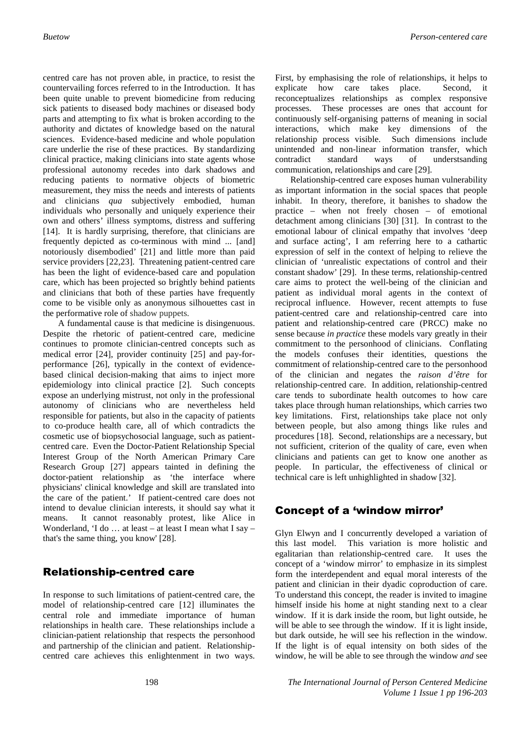centred care has not proven able, in practice, to resist the countervailing forces referred to in the Introduction. It has been quite unable to prevent biomedicine from reducing sick patients to diseased body machines or diseased body parts and attempting to fix what is broken according to the authority and dictates of knowledge based on the natural sciences. Evidence-based medicine and whole population care underlie the rise of these practices. By standardizing clinical practice, making clinicians into state agents whose professional autonomy recedes into dark shadows and reducing patients to normative objects of biometric measurement, they miss the needs and interests of patients and clinicians *qua* subjectively embodied, human individuals who personally and uniquely experience their own and others' illness symptoms, distress and suffering [14]. It is hardly surprising, therefore, that clinicians are frequently depicted as co-terminous with mind ... [and] notoriously disembodied' [21] and little more than paid service providers [22,23]. Threatening patient-centred care has been the light of evidence-based care and population care, which has been projected so brightly behind patients and clinicians that both of these parties have frequently come to be visible only as anonymous silhouettes cast in the performative role of shadow puppets.

A fundamental cause is that medicine is disingenuous. Despite the rhetoric of patient-centred care, medicine continues to promote clinician-centred concepts such as medical error [24], provider continuity [25] and pay-for-performance [26], typically in the context of evidence-based clinical decision-making that aims to inject more epidemiology into clinical practice [2]. Such concepts expose an underlying mistrust, not only in the professional autonomy of clinicians who are nevertheless held responsible for patients, but also in the capacity of patients to co-produce health care, all of which contradicts the cosmetic use of biopsychosocial language, such as patient-centred care. Even the Doctor-Patient Relationship Special Interest Group of the North American Primary Care Research Group [27] appears tainted in defining the doctor-patient relationship as 'the interface where physicians' clinical knowledge and skill are translated into the care of the patient.' If patient-centred care does not intend to devalue clinician interests, it should say what it means. It cannot reasonably protest, like Alice in Wonderland, 'I do … at least – at least I mean what I say – that's the same thing, you know' [28].

## Relationship-centred care

In response to such limitations of patient-centred care, the model of relationship-centred care [12] illuminates the central role and immediate importance of human relationships in health care. These relationships include a clinician-patient relationship that respects the personhood and partnership of the clinician and patient. Relationship-centred care achieves this enlightenment in two ways. First, by emphasising the role of relationships, it helps to explicate how care takes place. Second, it reconceptualizes relationships as complex responsive processes. These processes are ones that account for continuously self-organising patterns of meaning in social interactions, which make key dimensions of the relationship process visible. Such dimensions include unintended and non-linear information transfer, which contradict standard ways of understsanding communication, relationships and care [29].

Relationship-centred care exposes human vulnerability as important information in the social spaces that people inhabit. In theory, therefore, it banishes to shadow the practice – when not freely chosen – of emotional detachment among clinicians [30] [31]. In contrast to the emotional labour of clinical empathy that involves 'deep and surface acting', I am referring here to a cathartic expression of self in the context of helping to relieve the clinician of 'unrealistic expectations of control and their constant shadow' [29]. In these terms, relationship-centred care aims to protect the well-being of the clinician and patient as individual moral agents in the context of reciprocal influence. However, recent attempts to fuse patient-centred care and relationship-centred care into patient and relationship-centred care (PRCC) make no sense because *in practice* these models vary greatly in their commitment to the personhood of clinicians. Conflating the models confuses their identities, questions the commitment of relationship-centred care to the personhood of the clinician and negates the *raison d'être* for relationship-centred care. In addition, relationship-centred care tends to subordinate health outcomes to how care takes place through human relationships, which carries two key limitations. First, relationships take place not only between people, but also among things like rules and procedures [18]. Second, relationships are a necessary, but not sufficient, criterion of the quality of care, even when clinicians and patients can get to know one another as people. In particular, the effectiveness of clinical or technical care is left unhighlighted in shadow [32].

## Concept of a 'window mirror'

Glyn Elwyn and I concurrently developed a variation of this last model. This variation is more holistic and egalitarian than relationship-centred care. It uses the concept of a 'window mirror' to emphasize in its simplest form the interdependent and equal moral interests of the patient and clinician in their dyadic coproduction of care. To understand this concept, the reader is invited to imagine himself inside his home at night standing next to a clear window. If it is dark inside the room, but light outside, he will be able to see through the window. If it is light inside, but dark outside, he will see his reflection in the window. If the light is of equal intensity on both sides of the window, he will be able to see through the window *and* see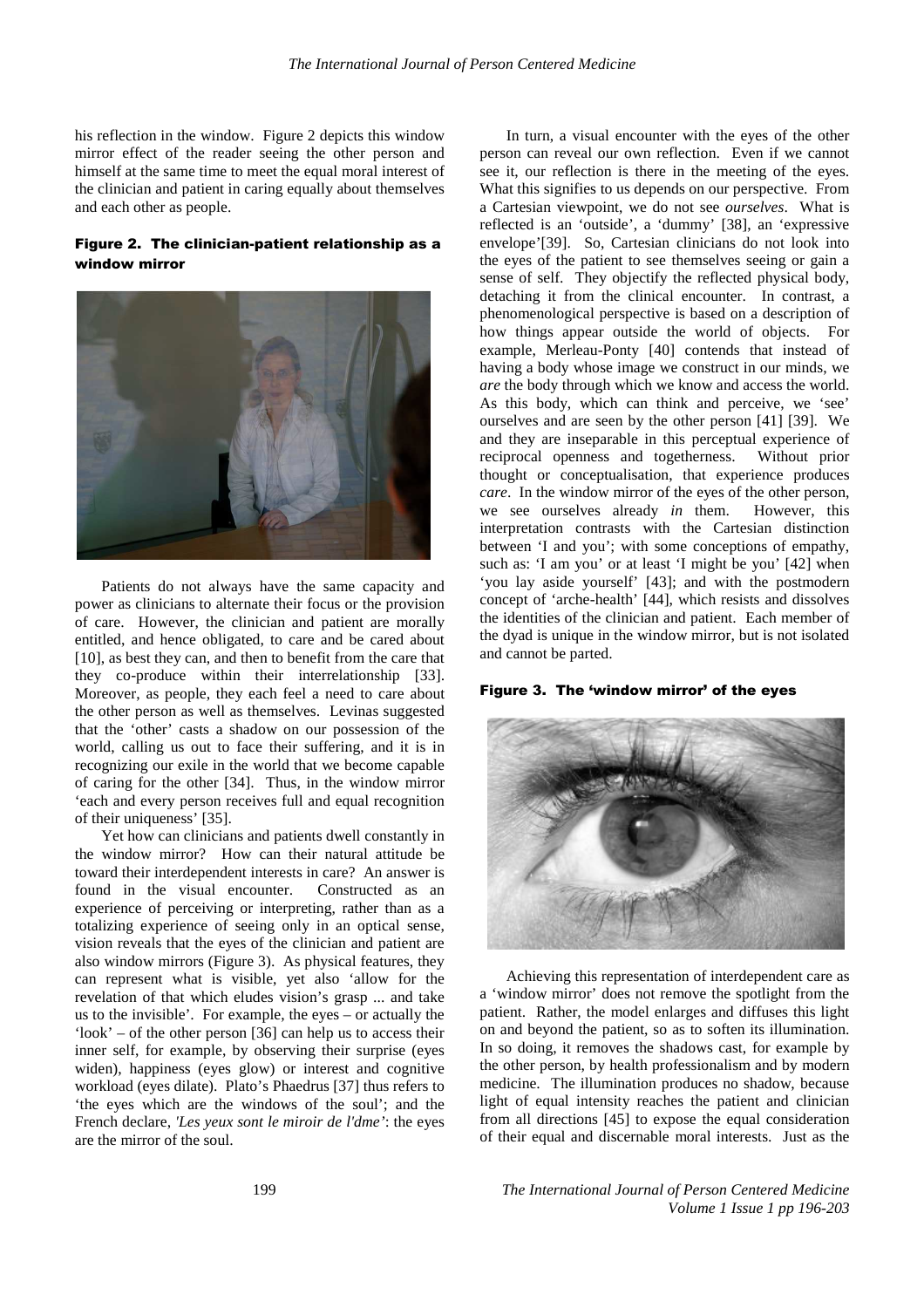his reflection in the window. Figure 2 depicts this window mirror effect of the reader seeing the other person and himself at the same time to meet the equal moral interest of the clinician and patient in caring equally about themselves and each other as people.

**Figure 2. The clinician-patient relationship as a window mirror**

Patients do not always have the same capacity and power as clinicians to alternate their focus or the provision of care. However, the clinician and patient are morally entitled, and hence obligated, to care and be cared about [10], as best they can, and then to benefit from the care that they co-produce within their interrelationship [33]. Moreover, as people, they each feel a need to care about the other person as well as themselves. Levinas suggested that the 'other' casts a shadow on our possession of the world, calling us out to face their suffering, and it is in recognizing our exile in the world that we become capable of caring for the other [34]. Thus, in the window mirror 'each and every person receives full and equal recognition of their uniqueness' [35].

Yet how can clinicians and patients dwell constantly in the window mirror? How can their natural attitude be toward their interdependent interests in care? An answer is found in the visual encounter. Constructed as an experience of perceiving or interpreting, rather than as a totalizing experience of seeing only in an optical sense, vision reveals that the eyes of the clinician and patient are also window mirrors (Figure 3). As physical features, they can represent what is visible, yet also 'allow for the revelation of that which eludes vision's grasp ... and take us to the invisible'. For example, the eyes – or actually the 'look' – of the other person [36] can help us to access their inner self, for example, by observing their surprise (eyes widen), happiness (eyes glow) or interest and cognitive workload (eyes dilate). Plato's Phaedrus [37] thus refers to 'the eyes which are the windows of the soul'; and the French declare, *'Les yeux sont le miroir de l'âme'*: the eyes are the mirror of the soul.

In turn, a visual encounter with the eyes of the other person can reveal our own reflection. Even if we cannot see it, our reflection is there in the meeting of the eyes. What this signifies to us depends on our perspective. From a Cartesian viewpoint, we do not see *ourselves*. What is reflected is an 'outside', a 'dummy' [38], an 'expressive envelope'[39]. So, Cartesian clinicians do not look into the eyes of the patient to see themselves seeing or gain a sense of self. They objectify the reflected physical body, detaching it from the clinical encounter. In contrast, a phenomenological perspective is based on a description of how things appear outside the world of objects. For example, Merleau-Ponty [40] contends that instead of having a body whose image we construct in our minds, we *are* the body through which we know and access the world. As this body, which can think and perceive, we 'see' ourselves and are seen by the other person [41] [39]. We and they are inseparable in this perceptual experience of reciprocal openness and togetherness. Without prior thought or conceptualisation, that experience produces *care*. In the window mirror of the eyes of the other person, we see ourselves already *in* them. However, this interpretation contrasts with the Cartesian distinction between 'I and you'; with some conceptions of empathy, such as: 'I am you' or at least 'I might be you' [42] when 'you lay aside yourself' [43]; and with the postmodern concept of 'arche-health' [44], which resists and dissolves the identities of the clinician and patient. Each member of the dyad is unique in the window mirror, but is not isolated and cannot be parted.

**Figure 3. The 'window mirror' of the eyes**

Achieving this representation of interdependent care as a 'window mirror' does not remove the spotlight from the patient. Rather, the model enlarges and diffuses this light on and beyond the patient, so as to soften its illumination. In so doing, it removes the shadows cast, for example by the other person, by health professionalism and by modern medicine. The illumination produces no shadow, because light of equal intensity reaches the patient and clinician from all directions [45] to expose the equal consideration of their equal and discernable moral interests. Just as the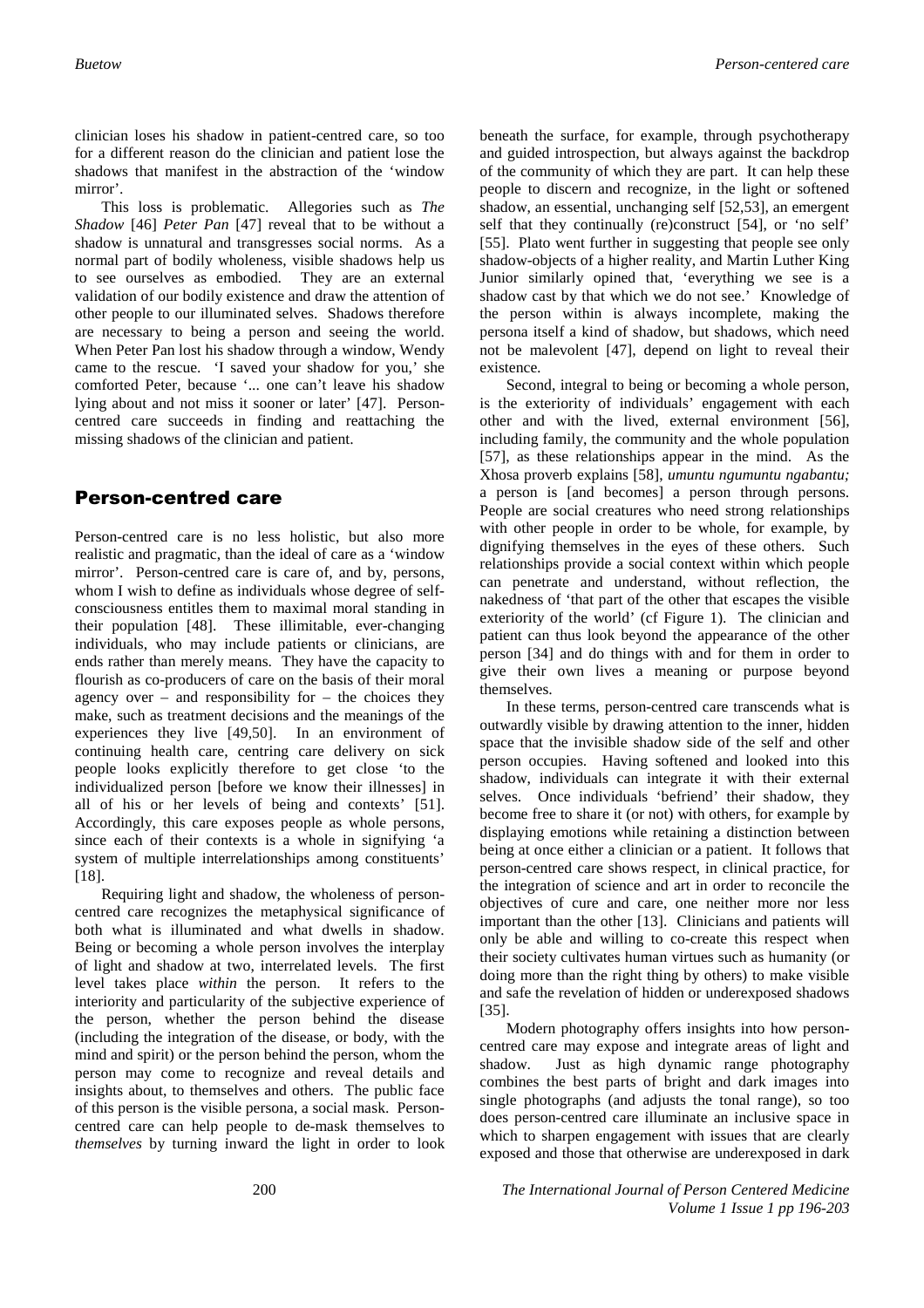clinician loses his shadow in patient-centred care, so too for a different reason do the clinician and patient lose the shadows that manifest in the abstraction of the 'window mirror'.

This loss is problematic. Allegories such as *The Shadow* [46] *Peter Pan* [47] reveal that to be without a shadow is unnatural and transgresses social norms. As a normal part of bodily wholeness, visible shadows help us to see ourselves as embodied. They are an external validation of our bodily existence and draw the attention of other people to our illuminated selves. Shadows therefore are necessary to being a person and seeing the world. When Peter Pan lost his shadow through a window, Wendy came to the rescue. 'I saved your shadow for you,' she comforted Peter, because '... one can't leave his shadow lying about and not miss it sooner or later' [47]. Person-centred care succeeds in finding and reattaching the missing shadows of the clinician and patient.

## Person-centred care

Person-centred care is no less holistic, but also more realistic and pragmatic, than the ideal of care as a 'window mirror'. Person-centred care is care of, and by, persons, whom I wish to define as individuals whose degree of self-consciousness entitles them to maximal moral standing in their population [48]. These illimitable, ever-changing individuals, who may include patients or clinicians, are ends rather than merely means. They have the capacity to flourish as co-producers of care on the basis of their moral agency over – and responsibility for – the choices they make, such as treatment decisions and the meanings of the experiences they live [49,50]. In an environment of continuing health care, centring care delivery on sick people looks explicitly therefore to get close 'to the individualized person [before we know their illnesses] in all of his or her levels of being and contexts' [51]. Accordingly, this care exposes people as whole persons, since each of their contexts is a whole in signifying 'a system of multiple interrelationships among constituents' [18].

Requiring light and shadow, the wholeness of person-centred care recognizes the metaphysical significance of both what is illuminated and what dwells in shadow. Being or becoming a whole person involves the interplay of light and shadow at two, interrelated levels. The first level takes place *within* the person. It refers to the interiority and particularity of the subjective experience of the person, whether the person behind the disease (including the integration of the disease, or body, with the mind and spirit) or the person behind the person, whom the person may come to recognize and reveal details and insights about, to themselves and others. The public face of this person is the visible persona, a social mask. Person-centred care can help people to de-mask themselves to *themselves* by turning inward the light in order to look beneath the surface, for example, through psychotherapy and guided introspection, but always against the backdrop of the community of which they are part. It can help these people to discern and recognize, in the light or softened shadow, an essential, unchanging self [52,53], an emergent self that they continually (re)construct [54], or 'no self' [55]. Plato went further in suggesting that people see only shadow-objects of a higher reality, and Martin Luther King Junior similarly opined that, 'everything we see is a shadow cast by that which we do not see.' Knowledge of the person within is always incomplete, making the persona itself a kind of shadow, but shadows, which need not be malevolent [47], depend on light to reveal their existence.

Second, integral to being or becoming a whole person, is the exteriority of individuals' engagement with each other and with the lived, external environment [56], including family, the community and the whole population [57], as these relationships appear in the mind. As the Xhosa proverb explains [58], *umuntu ngumuntu ngabantu;* a person is [and becomes] a person through persons. People are social creatures who need strong relationships with other people in order to be whole, for example, by dignifying themselves in the eyes of these others. Such relationships provide a social context within which people can penetrate and understand, without reflection, the nakedness of 'that part of the other that escapes the visible exteriority of the world' (cf Figure 1). The clinician and patient can thus look beyond the appearance of the other person [34] and do things with and for them in order to give their own lives a meaning or purpose beyond themselves.

In these terms, person-centred care transcends what is outwardly visible by drawing attention to the inner, hidden space that the invisible shadow side of the self and other person occupies. Having softened and looked into this shadow, individuals can integrate it with their external selves. Once individuals 'befriend' their shadow, they become free to share it (or not) with others, for example by displaying emotions while retaining a distinction between being at once either a clinician or a patient. It follows that person-centred care shows respect, in clinical practice, for the integration of science and art in order to reconcile the objectives of cure and care, one neither more nor less important than the other [13]. Clinicians and patients will only be able and willing to co-create this respect when their society cultivates human virtues such as humanity (or doing more than the right thing by others) to make visible and safe the revelation of hidden or underexposed shadows [35].

Modern photography offers insights into how person-centred care may expose and integrate areas of light and shadow. Just as high dynamic range photography combines the best parts of bright and dark images into single photographs (and adjusts the tonal range), so too does person-centred care illuminate an inclusive space in which to sharpen engagement with issues that are clearly exposed and those that otherwise are underexposed in dark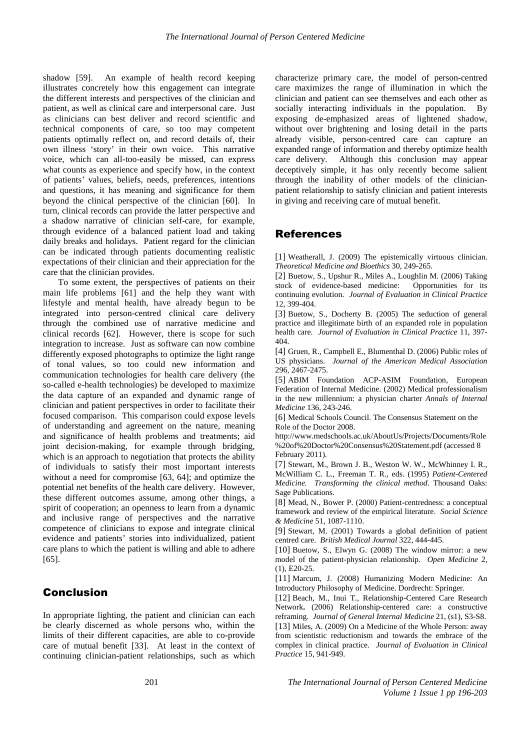shadow [59]. An example of health record keeping illustrates concretely how this engagement can integrate the different interests and perspectives of the clinician and patient, as well as clinical care and interpersonal care. Just as clinicians can best deliver and record scientific and technical components of care, so too may competent patients optimally reflect on, and record details of, their own illness 'story' in their own voice. This narrative voice, which can all-too-easily be missed, can express what counts as experience and specify how, in the context of patients' values, beliefs, needs, preferences, intentions and questions, it has meaning and significance for them beyond the clinical perspective of the clinician [60]. In turn, clinical records can provide the latter perspective and a shadow narrative of clinician self-care, for example, through evidence of a balanced patient load and taking daily breaks and holidays. Patient regard for the clinician can be indicated through patients documenting realistic expectations of their clinician and their appreciation for the care that the clinician provides.

To some extent, the perspectives of patients on their main life problems [61] and the help they want with lifestyle and mental health, have already begun to be integrated into person-centred clinical care delivery through the combined use of narrative medicine and clinical records [62]. However, there is scope for such integration to increase. Just as software can now combine differently exposed photographs to optimize the light range of tonal values, so too could new information and communication technologies for health care delivery (the so-called e-health technologies) be developed to maximize the data capture of an expanded and dynamic range of clinician and patient perspectives in order to facilitate their focused comparison. This comparison could expose levels of understanding and agreement on the nature, meaning and significance of health problems and treatments; aid joint decision-making, for example through bridging, which is an approach to negotiation that protects the ability of individuals to satisfy their most important interests without a need for compromise [63, 64]; and optimize the potential net benefits of the health care delivery. However, these different outcomes assume, among other things, a spirit of cooperation; an openness to learn from a dynamic and inclusive range of perspectives and the narrative competence of clinicians to expose and integrate clinical evidence and patients' stories into individualized, patient care plans to which the patient is willing and able to adhere [65].

## Conclusion

In appropriate lighting, the patient and clinician can each be clearly discerned as whole persons who, within the limits of their different capacities, are able to co-provide care of mutual benefit [33]. At least in the context of continuing clinician-patient relationships, such as which characterize primary care, the model of person-centred care maximizes the range of illumination in which the clinician and patient can see themselves and each other as socially interacting individuals in the population. By exposing de-emphasized areas of lightened shadow, without over brightening and losing detail in the parts already visible, person-centred care can capture an expanded range of information and thereby optimize health care delivery. Although this conclusion may appear deceptively simple, it has only recently become salient through the inability of other models of the clinician-patient relationship to satisfy clinician and patient interests in giving and receiving care of mutual benefit.

## References

[1] Weatherall, J. (2009) The epistemically virtuous clinician. *Theoretical Medicine and Bioethics* 30, 249-265.

[2] Buetow, S., Upshur R., Miles A., Loughlin M. (2006) Taking stock of evidence-based medicine: Opportunities for its continuing evolution. *Journal of Evaluation in Clinical Practice* 12, 399-404.

[3] Buetow, S., Docherty B. (2005) The seduction of general practice and illegitimate birth of an expanded role in population health care. *Journal of Evaluation in Clinical Practice* 11, 397-404.

[4] Gruen, R., Campbell E., Blumenthal D. (2006) Public roles of US physicians. *Journal of the American Medical Association* 296, 2467-2475.

[5] ABIM Foundation ACP-ASIM Foundation, European Federation of Internal Medicine. (2002) Medical professionalism in the new millennium: a physician charter *Annals of Internal Medicine* 136, 243-246.

[6] Medical Schools Council. The Consensus Statement on the Role of the Doctor 2008. http://www.medschools.ac.uk/AboutUs/Projects/Documents/Role%20of%20Doctor%20Consensus%20Statement.pdf (accessed 8 February 2011).

[7] Stewart, M., Brown J. B., Weston W. W., McWhinney I. R., McWilliam C. L., Freeman T. R., eds. (1995) *Patient-Centered Medicine. Transforming the clinical method*. Thousand Oaks: Sage Publications.

[8] Mead, N., Bower P. (2000) Patient-centredness: a conceptual framework and review of the empirical literature. *Social Science & Medicine* 51, 1087-1110.

[9] Stewart, M. (2001) Towards a global definition of patient centred care. *British Medical Journal* 322, 444-445.

[10] Buetow, S., Elwyn G. (2008) The window mirror: a new model of the patient-physician relationship. *Open Medicine* 2, (1), E20-25.

[11] Marcum, J. (2008) Humanizing Modern Medicine: An Introductory Philosophy of Medicine. Dordrecht: Springer.

[12] Beach, M., Inui T., Relationship-Centered Care Research Network**.** (2006) Relationship-centered care: a constructive reframing. *Journal of General Internal Medicine* 21, (s1), S3-S8.

[13] Miles, A. (2009) On a Medicine of the Whole Person: away from scientistic reductionism and towards the embrace of the complex in clinical practice. *Journal of Evaluation in Clinical Practice* 15, 941-949.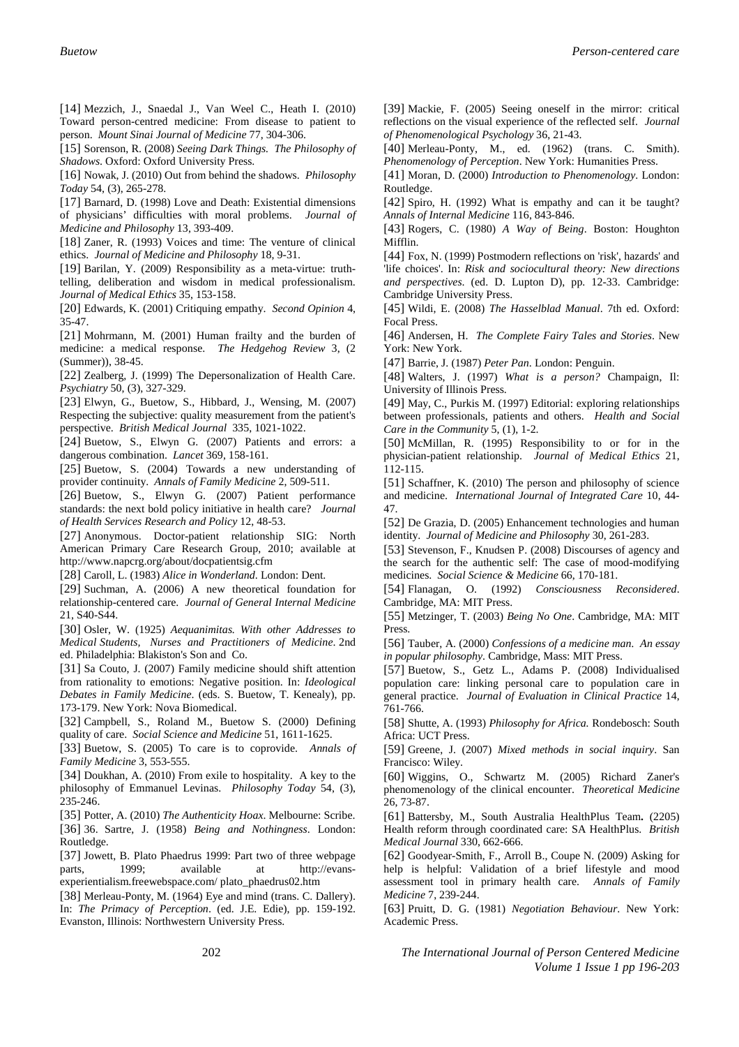[14] Mezzich, J., Snaedal J., Van Weel C., Heath I. (2010) Toward person-centred medicine: From disease to patient to person. *Mount Sinai Journal of Medicine* 77, 304-306.

[15] Sorenson, R. (2008) *Seeing Dark Things. The Philosophy of Shadows*. Oxford: Oxford University Press.

[16] Nowak, J. (2010) Out from behind the shadows. *Philosophy Today* 54, (3), 265-278.

[17] Barnard, D. (1998) Love and Death: Existential dimensions of physicians' difficulties with moral problems. *Journal of Medicine and Philosophy* 13, 393-409.

[18] Zaner, R. (1993) Voices and time: The venture of clinical ethics. *Journal of Medicine and Philosophy* 18, 9-31.

[19] Barilan, Y. (2009) Responsibility as a meta-virtue: truth-telling, deliberation and wisdom in medical professionalism. *Journal of Medical Ethics* 35, 153-158.

[20] Edwards, K. (2001) Critiquing empathy. *Second Opinion* 4, 35-47.

[21] Mohrmann, M. (2001) Human frailty and the burden of medicine: a medical response. *The Hedgehog Review* 3, (2 (Summer)), 38-45.

[22] Zealberg, J. (1999) The Depersonalization of Health Care. *Psychiatry* 50, (3), 327-329.

[23] Elwyn, G., Buetow, S., Hibbard, J., Wensing, M. (2007) Respecting the subjective: quality measurement from the patient's perspective. *British Medical Journal* 335, 1021-1022.

[24] Buetow, S., Elwyn G. (2007) Patients and errors: a dangerous combination. *Lancet* 369, 158-161.

[25] Buetow, S. (2004) Towards a new understanding of provider continuity. *Annals of Family Medicine* 2, 509-511.

[26] Buetow, S., Elwyn G. (2007) Patient performance standards: the next bold policy initiative in health care? *Journal of Health Services Research and Policy* 12, 48-53.

[27] Anonymous. Doctor-patient relationship SIG: North American Primary Care Research Group, 2010; available at http://www.napcrg.org/about/docpatientsig.cfm

[28] Caroll, L. (1983) *Alice in Wonderland*. London: Dent.

[29] Suchman, A. (2006) A new theoretical foundation for relationship-centered care. *Journal of General Internal Medicine* 21, S40-S44.

[30] Osler, W. (1925) *Aequanimitas. With other Addresses to Medical Students, Nurses and Practitioners of Medicine*. 2nd ed. Philadelphia: Blakiston's Son and Co.

[31] Sa Couto, J. (2007) Family medicine should shift attention from rationality to emotions: Negative position. In: *Ideological Debates in Family Medicine*. (eds. S. Buetow, T. Kenealy), pp. 173-179. New York: Nova Biomedical.

[32] Campbell, S., Roland M., Buetow S. (2000) Defining quality of care. *Social Science and Medicine* 51, 1611-1625.

[33] Buetow, S. (2005) To care is to coprovide. *Annals of Family Medicine* 3, 553-555.

[34] Doukhan, A. (2010) From exile to hospitality. A key to the philosophy of Emmanuel Levinas. *Philosophy Today* 54, (3), 235-246.

[35] Potter, A. (2010) *The Authenticity Hoax*. Melbourne: Scribe.

[36] 36. Sartre, J. (1958) *Being and Nothingness*. London: Routledge.

[37] Jowett, B. Plato Phaedrus 1999: Part two of three webpage parts, 1999; available at http://evans-experientialism.freewebspace.com/ plato_phaedrus02.htm

[38] Merleau-Ponty, M. (1964) Eye and mind (trans. C. Dallery). In: *The Primacy of Perception*. (ed. J.E. Edie), pp. 159-192. Evanston, Illinois: Northwestern University Press.

[39] Mackie, F. (2005) Seeing oneself in the mirror: critical reflections on the visual experience of the reflected self. *Journal of Phenomenological Psychology* 36, 21-43.

[40] Merleau-Ponty, M., ed. (1962) (trans. C. Smith). *Phenomenology of Perception*. New York: Humanities Press.

[41] Moran, D. (2000) *Introduction to Phenomenology*. London: Routledge.

[42] Spiro, H. (1992) What is empathy and can it be taught? *Annals of Internal Medicine* 116, 843-846.

[43] Rogers, C. (1980) *A Way of Being*. Boston: Houghton Mifflin.

[44] Fox, N. (1999) Postmodern reflections on 'risk', hazards' and 'life choices'. In: *Risk and sociocultural theory: New directions and perspectives*. (ed. D. Lupton D), pp. 12-33. Cambridge: Cambridge University Press.

[45] Wildi, E. (2008) *The Hasselblad Manual*. 7th ed. Oxford: Focal Press.

[46] Andersen, H. *The Complete Fairy Tales and Stories*. New York: New York.

[47] Barrie, J. (1987) *Peter Pan*. London: Penguin.

[48] Walters, J. (1997) *What is a person?* Champaign, Il: University of Illinois Press.

[49] May, C., Purkis M. (1997) Editorial: exploring relationships between professionals, patients and others. *Health and Social Care in the Community* 5, (1), 1-2.

[50] McMillan, R. (1995) Responsibility to or for in the physician-patient relationship. *Journal of Medical Ethics* 21, 112-115.

[51] Schaffner, K. (2010) The person and philosophy of science and medicine. *International Journal of Integrated Care* 10, 44-47.

[52] De Grazia, D. (2005) Enhancement technologies and human identity. *Journal of Medicine and Philosophy* 30, 261-283.

[53] Stevenson, F., Knudsen P. (2008) Discourses of agency and the search for the authentic self: The case of mood-modifying medicines. *Social Science & Medicine* 66, 170-181.

[54] Flanagan, O. (1992) *Consciousness Reconsidered*. Cambridge, MA: MIT Press.

[55] Metzinger, T. (2003) *Being No One*. Cambridge, MA: MIT Press.

[56] Tauber, A. (2000) *Confessions of a medicine man. An essay in popular philosophy*. Cambridge, Mass: MIT Press.

[57] Buetow, S., Getz L., Adams P. (2008) Individualised population care: linking personal care to population care in general practice. *Journal of Evaluation in Clinical Practice* 14, 761-766.

[58] Shutte, A. (1993) *Philosophy for Africa.* Rondebosch: South Africa: UCT Press.

[59] Greene, J. (2007) *Mixed methods in social inquiry*. San Francisco: Wiley.

[60] Wiggins, O., Schwartz M. (2005) Richard Zaner's phenomenology of the clinical encounter. *Theoretical Medicine* 26, 73-87.

[61] Battersby, M., South Australia HealthPlus Team**.** (2205) Health reform through coordinated care: SA HealthPlus. *British Medical Journal* 330, 662-666.

[62] Goodyear-Smith, F., Arroll B., Coupe N. (2009) Asking for help is helpful: Validation of a brief lifestyle and mood assessment tool in primary health care. *Annals of Family Medicine* 7, 239-244.

[63] Pruitt, D. G. (1981) *Negotiation Behaviour*. New York: Academic Press.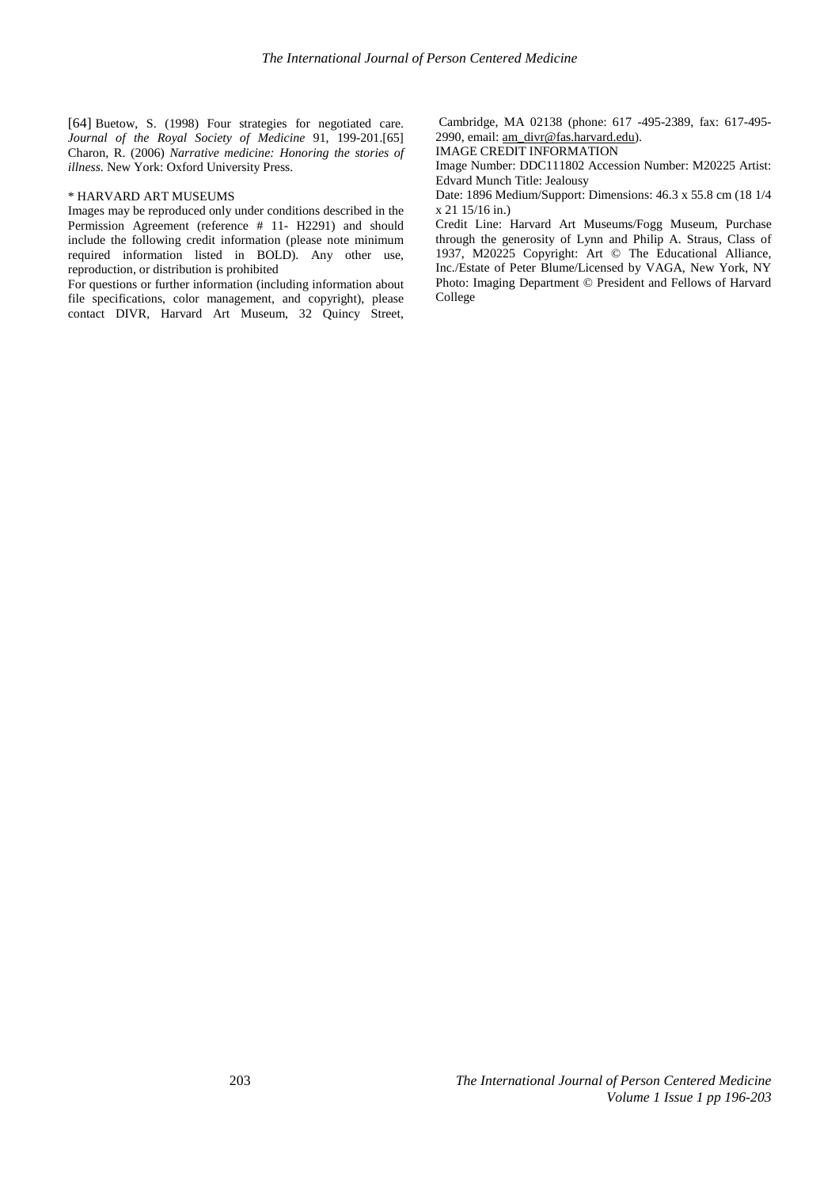[64] Buetow, S. (1998) Four strategies for negotiated care. *Journal of the Royal Society of Medicine* 91, 199-201.[65] Charon, R. (2006) *Narrative medicine: Honoring the stories of illness.* New York: Oxford University Press.

* HARVARD ART MUSEUMS

Images may be reproduced only under conditions described in the Permission Agreement (reference # 11- H2291) and should include the following credit information (please note minimum required information listed in BOLD). Any other use, reproduction, or distribution is prohibited

For questions or further information (including information about file specifications, color management, and copyright), please contact DIVR, Harvard Art Museum, 32 Quincy Street, Cambridge, MA 02138 (phone: 617 -495-2389, fax: 617-495-2990, email: am_divr@fas.harvard.edu).

IMAGE CREDIT INFORMATION

Image Number: DDC111802 Accession Number: M20225 Artist: Edvard Munch Title: Jealousy

Date: 1896 Medium/Support: Dimensions: 46.3 x 55.8 cm (18 1/4 x 21 15/16 in.)

Credit Line: Harvard Art Museums/Fogg Museum, Purchase through the generosity of Lynn and Philip A. Straus, Class of 1937, M20225 Copyright: Art © The Educational Alliance, Inc./Estate of Peter Blume/Licensed by VAGA, New York, NY Photo: Imaging Department © President and Fellows of Harvard College